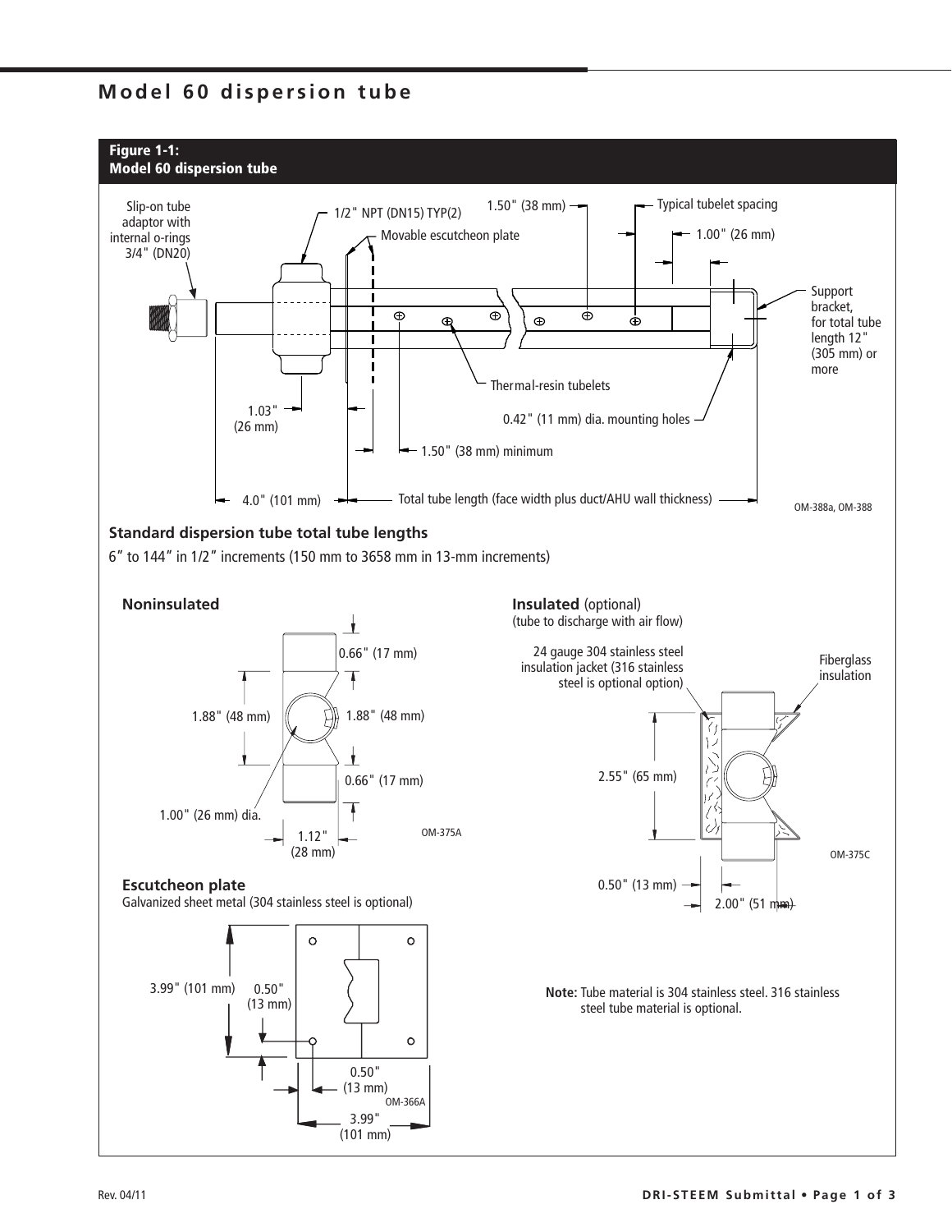# Model 60 dispersion tube

**Figure 1-1:**
**Model 60 dispersion tube**

Slip-on tube adaptor with internal o-rings 3/4" (DN20)

1/2" NPT (DN15) TYP(2)

Movable escutcheon plate

1.50" (38 mm)

Typical tubelet spacing

1.00" (26 mm)

Support bracket, for total tube length 12" (305 mm) or more

Thermal-resin tubelets

1.03" (26 mm)

0.42" (11 mm) dia. mounting holes

1.50" (38 mm) minimum

4.0" (101 mm)

Total tube length (face width plus duct/AHU wall thickness)

OM-388a, OM-388

## Standard dispersion tube total tube lengths

6" to 144" in 1/2" increments (150 mm to 3658 mm in 13-mm increments)

### Noninsulated

0.66" (17 mm)

1.88" (48 mm)

1.88" (48 mm)

0.66" (17 mm)

1.00" (26 mm) dia.

1.12" (28 mm)

OM-375A

### Insulated (optional)

(tube to discharge with air flow)

24 gauge 304 stainless steel insulation jacket (316 stainless steel is optional option)

Fiberglass insulation

2.55" (65 mm)

0.50" (13 mm)

2.00" (51 mm)

OM-375C

### Escutcheon plate

Galvanized sheet metal (304 stainless steel is optional)

3.99" (101 mm)

0.50" (13 mm)

0.50" (13 mm)

3.99" (101 mm)

OM-366A

**Note:** Tube material is 304 stainless steel. 316 stainless steel tube material is optional.

Rev. 04/11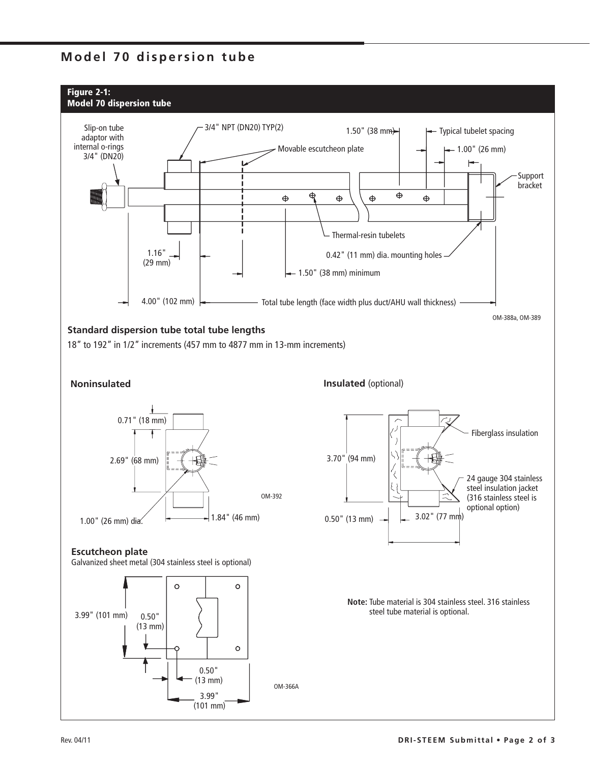# Model 70 dispersion tube

**Figure 2-1:**
**Model 70 dispersion tube**

Slip-on tube adaptor with internal o-rings 3/4" (DN20)

3/4" NPT (DN20) TYP(2)

Movable escutcheon plate

1.50" (38 mm)

Typical tubelet spacing

1.00" (26 mm)

Support bracket

Thermal-resin tubelets

0.42" (11 mm) dia. mounting holes

1.16" (29 mm)

1.50" (38 mm) minimum

4.00" (102 mm)

Total tube length (face width plus duct/AHU wall thickness)

OM-388a, OM-389

## Standard dispersion tube total tube lengths

18” to 192” in 1/2” increments (457 mm to 4877 mm in 13-mm increments)

### Noninsulated

0.71" (18 mm)

2.69" (68 mm)

1.00" (26 mm) dia.

1.84" (46 mm)

OM-392

### Insulated (optional)

3.70" (94 mm)

Fiberglass insulation

24 gauge 304 stainless steel insulation jacket (316 stainless steel is optional option)

0.50" (13 mm)

3.02" (77 mm)

### Escutcheon plate

Galvanized sheet metal (304 stainless steel is optional)

3.99" (101 mm)

0.50" (13 mm)

0.50" (13 mm)

3.99" (101 mm)

OM-366A

**Note:** Tube material is 304 stainless steel. 316 stainless steel tube material is optional.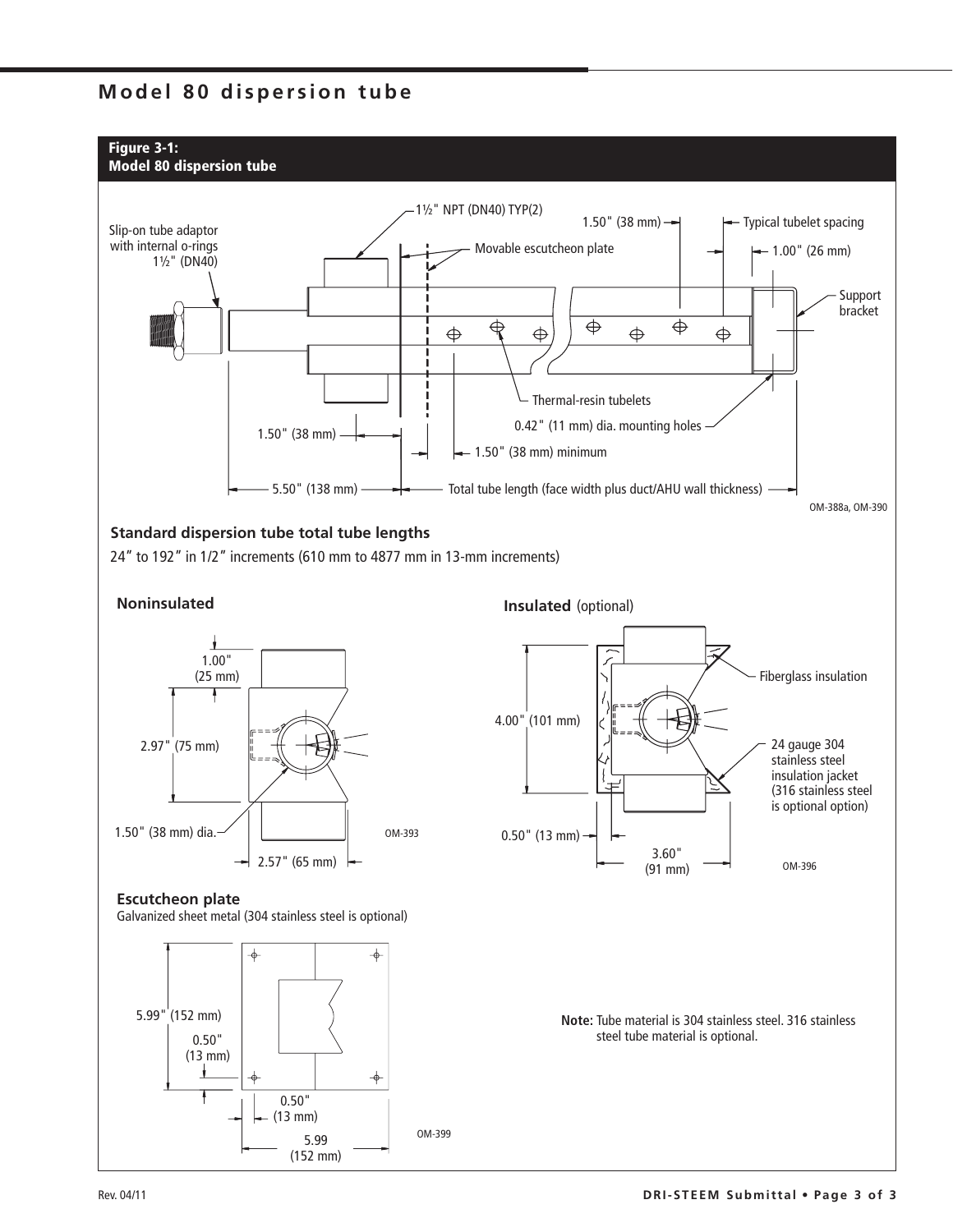# Model 80 dispersion tube

**Figure 3-1:**
**Model 80 dispersion tube**

Slip-on tube adaptor with internal o-rings 1½" (DN40)

1½" NPT (DN40) TYP(2)

Movable escutcheon plate

1.50" (38 mm)

Typical tubelet spacing

1.00" (26 mm)

Support bracket

Thermal-resin tubelets

0.42" (11 mm) dia. mounting holes

1.50" (38 mm)

1.50" (38 mm) minimum

5.50" (138 mm)

Total tube length (face width plus duct/AHU wall thickness)

OM-388a, OM-390

### Standard dispersion tube total tube lengths

24" to 192" in 1/2" increments (610 mm to 4877 mm in 13-mm increments)

### Noninsulated

1.00" (25 mm)

2.97" (75 mm)

1.50" (38 mm) dia.

2.57" (65 mm)

OM-393

### Insulated (optional)

4.00" (101 mm)

Fiberglass insulation

24 gauge 304 stainless steel insulation jacket (316 stainless steel is optional option)

0.50" (13 mm)

3.60" (91 mm)

OM-396

### Escutcheon plate

Galvanized sheet metal (304 stainless steel is optional)

5.99" (152 mm)

0.50" (13 mm)

0.50" (13 mm)

5.99 (152 mm)

OM-399

**Note:** Tube material is 304 stainless steel. 316 stainless steel tube material is optional.

Rev. 04/11